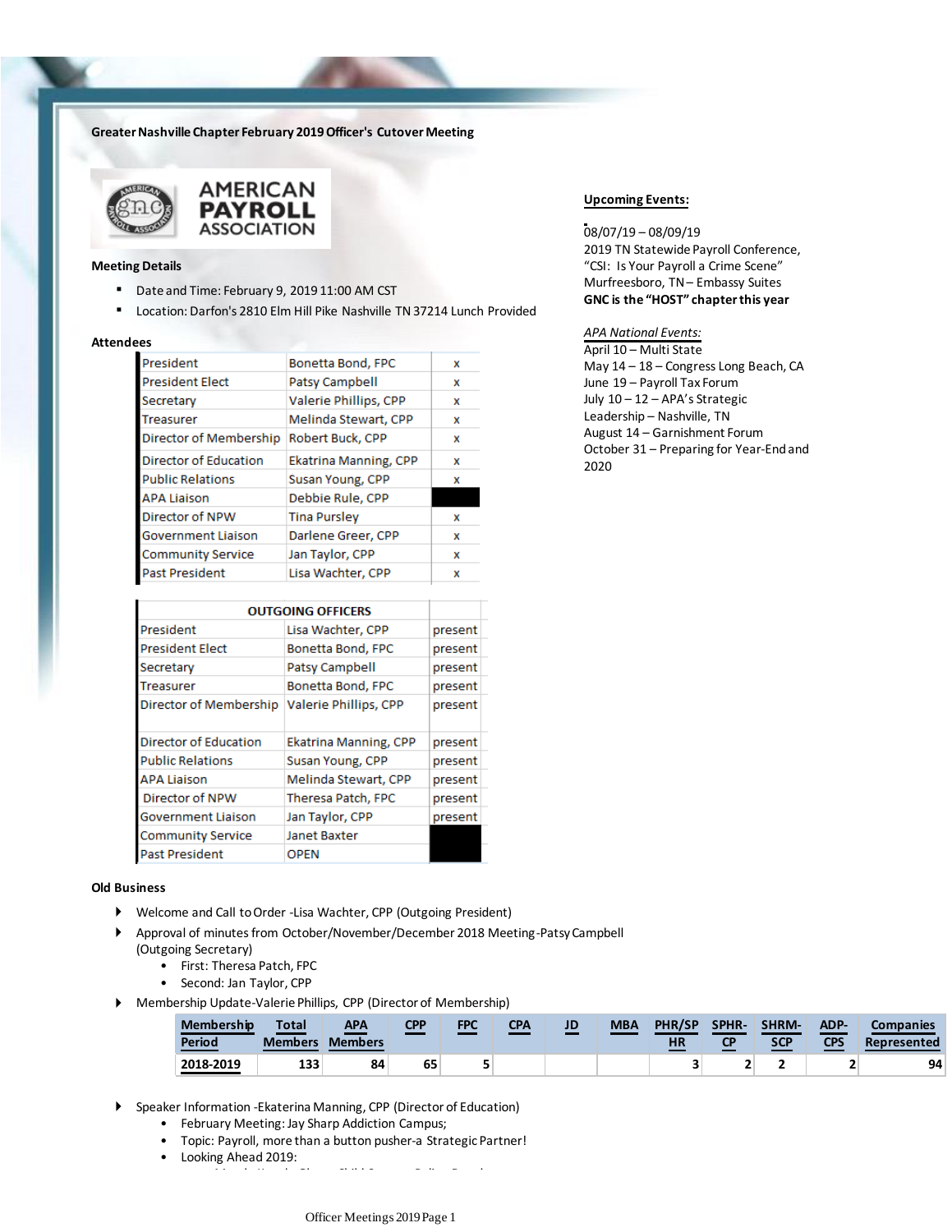**Greater Nashville Chapter February 2019 Officer's Cutover Meeting**

## Meeting Details

- Date and Time: February 9, 2019 11:00 AM CST
- Location: Darfon's 2810 Elm Hill Pike Nashville TN 37214 Lunch Provided

## Attendees

| | | |
|---|---|---|
| President | Bonetta Bond, FPC | x |
| President Elect | Patsy Campbell | x |
| Secretary | Valerie Phillips, CPP | x |
| Treasurer | Melinda Stewart, CPP | x |
| Director of Membership | Robert Buck, CPP | x |
| Director of Education | Ekatrina Manning, CPP | x |
| Public Relations | Susan Young, CPP | x |
| APA Liaison | Debbie Rule, CPP | |
| Director of NPW | Tina Pursley | x |
| Government Liaison | Darlene Greer, CPP | x |
| Community Service | Jan Taylor, CPP | x |
| Past President | Lisa Wachter, CPP | x |

| OUTGOING OFFICERS | | |
|---|---|---|
| President | Lisa Wachter, CPP | present |
| President Elect | Bonetta Bond, FPC | present |
| Secretary | Patsy Campbell | present |
| Treasurer | Bonetta Bond, FPC | present |
| Director of Membership | Valerie Phillips, CPP | present |
| Director of Education | Ekatrina Manning, CPP | present |
| Public Relations | Susan Young, CPP | present |
| APA Liaison | Melinda Stewart, CPP | present |
| Director of NPW | Theresa Patch, FPC | present |
| Government Liaison | Jan Taylor, CPP | present |
| Community Service | Janet Baxter | |
| Past President | OPEN | |

## Upcoming Events:

08/07/19 – 08/09/19
2019 TN Statewide Payroll Conference,
"CSI: Is Your Payroll a Crime Scene"
Murfreesboro, TN – Embassy Suites
**GNC is the "HOST" chapter this year**

*APA National Events:*
April 10 – Multi State
May 14 – 18 – Congress Long Beach, CA
June 19 – Payroll Tax Forum
July 10 – 12 – APA's Strategic Leadership – Nashville, TN
August 14 – Garnishment Forum
October 31 – Preparing for Year-End and 2020

## Old Business

- Welcome and Call to Order -Lisa Wachter, CPP (Outgoing President)
- Approval of minutes from October/November/December 2018 Meeting -Patsy Campbell (Outgoing Secretary)
  - First: Theresa Patch, FPC
  - Second: Jan Taylor, CPP
- Membership Update-Valerie Phillips, CPP (Director of Membership)

| Membership Period | Total Members | APA Members | CPP | FPC | CPA | JD | MBA | PHR/SPHR | SPHR-CP | SHRM-SCP | ADP-CPS | Companies Represented |
|---|---|---|---|---|---|---|---|---|---|---|---|---|
| 2018-2019 | 133 | 84 | 65 | 5 | | | | 3 | 2 | 2 | 2 | 94 |

- Speaker Information -Ekaterina Manning, CPP (Director of Education)
  - February Meeting: Jay Sharp Addiction Campus;
  - Topic: Payroll, more than a button pusher-a Strategic Partner!
  - Looking Ahead 2019: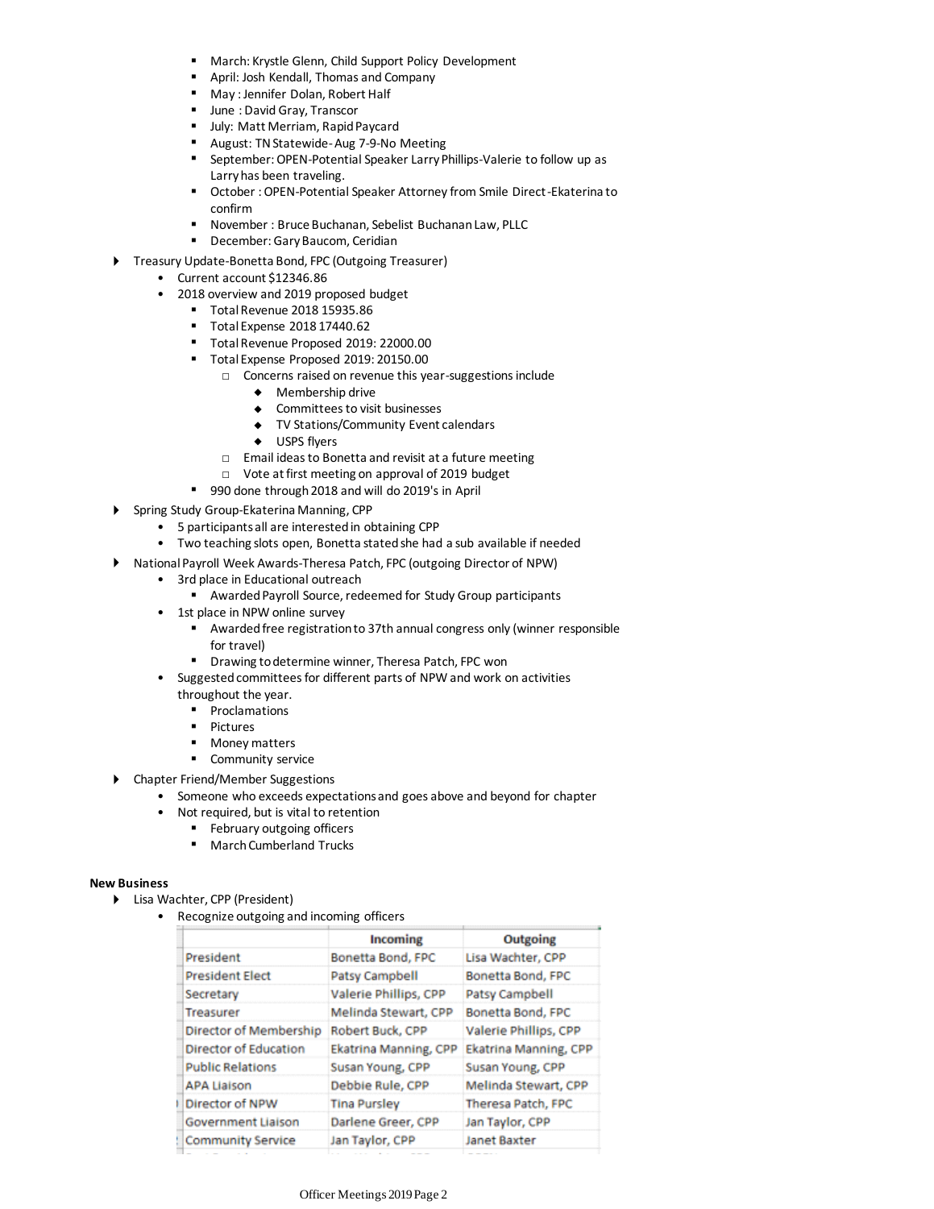- March: Krystle Glenn, Child Support Policy Development
        - April: Josh Kendall, Thomas and Company
        - May : Jennifer Dolan, Robert Half
        - June : David Gray, Transcor
        - July: Matt Merriam, Rapid Paycard
        - August: TN Statewide- Aug 7-9-No Meeting
        - September: OPEN-Potential Speaker Larry Phillips-Valerie to follow up as Larry has been traveling.
        - October : OPEN-Potential Speaker Attorney from Smile Direct-Ekaterina to confirm
        - November : Bruce Buchanan, Sebelist Buchanan Law, PLLC
        - December: Gary Baucom, Ceridian

- Treasury Update-Bonetta Bond, FPC (Outgoing Treasurer)
    - Current account $12346.86
    - 2018 overview and 2019 proposed budget
        - Total Revenue 2018 15935.86
        - Total Expense 2018 17440.62
        - Total Revenue Proposed 2019: 22000.00
        - Total Expense Proposed 2019: 20150.00
            - Concerns raised on revenue this year-suggestions include
                - Membership drive
                - Committees to visit businesses
                - TV Stations/Community Event calendars
                - USPS flyers
            - Email ideas to Bonetta and revisit at a future meeting
            - Vote at first meeting on approval of 2019 budget
        - 990 done through 2018 and will do 2019's in April
- Spring Study Group-Ekaterina Manning, CPP
    - 5 participants all are interested in obtaining CPP
    - Two teaching slots open, Bonetta stated she had a sub available if needed
- National Payroll Week Awards-Theresa Patch, FPC (outgoing Director of NPW)
    - 3rd place in Educational outreach
        - Awarded Payroll Source, redeemed for Study Group participants
    - 1st place in NPW online survey
        - Awarded free registration to 37th annual congress only (winner responsible for travel)
        - Drawing to determine winner, Theresa Patch, FPC won
    - Suggested committees for different parts of NPW and work on activities throughout the year.
        - Proclamations
        - Pictures
        - Money matters
        - Community service
- Chapter Friend/Member Suggestions
    - Someone who exceeds expectations and goes above and beyond for chapter
    - Not required, but is vital to retention
        - February outgoing officers
        - March Cumberland Trucks

**New Business**

- Lisa Wachter, CPP (President)
    - Recognize outgoing and incoming officers

| | Incoming | Outgoing |
|---|---|---|
| President | Bonetta Bond, FPC | Lisa Wachter, CPP |
| President Elect | Patsy Campbell | Bonetta Bond, FPC |
| Secretary | Valerie Phillips, CPP | Patsy Campbell |
| Treasurer | Melinda Stewart, CPP | Bonetta Bond, FPC |
| Director of Membership | Robert Buck, CPP | Valerie Phillips, CPP |
| Director of Education | Ekatrina Manning, CPP | Ekatrina Manning, CPP |
| Public Relations | Susan Young, CPP | Susan Young, CPP |
| APA Liaison | Debbie Rule, CPP | Melinda Stewart, CPP |
| Director of NPW | Tina Pursley | Theresa Patch, FPC |
| Government Liaison | Darlene Greer, CPP | Jan Taylor, CPP |
| Community Service | Jan Taylor, CPP | Janet Baxter |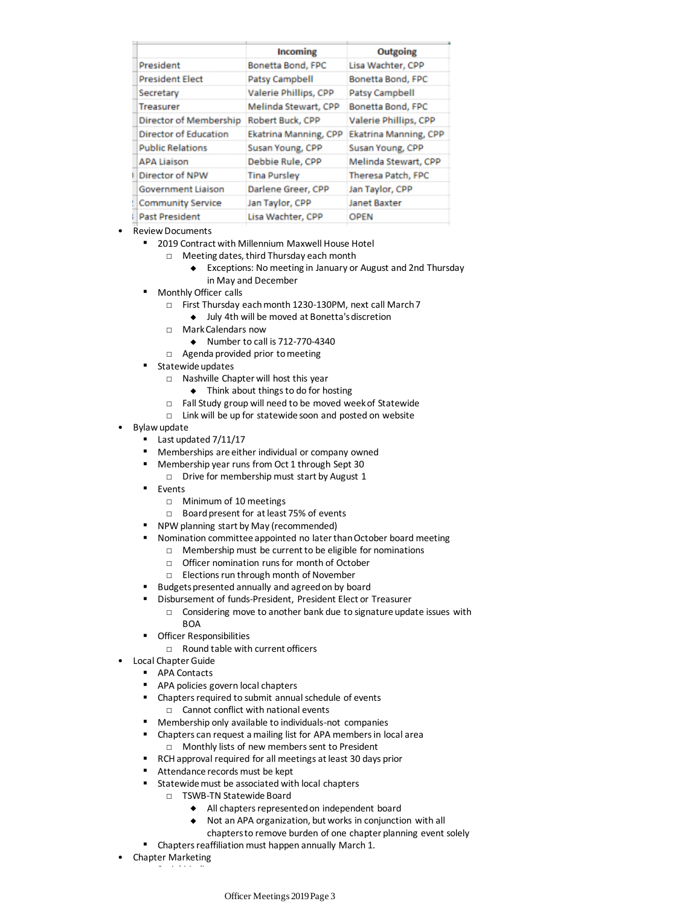| | Incoming | Outgoing |
|---|---|---|
| President | Bonetta Bond, FPC | Lisa Wachter, CPP |
| President Elect | Patsy Campbell | Bonetta Bond, FPC |
| Secretary | Valerie Phillips, CPP | Patsy Campbell |
| Treasurer | Melinda Stewart, CPP | Bonetta Bond, FPC |
| Director of Membership | Robert Buck, CPP | Valerie Phillips, CPP |
| Director of Education | Ekatrina Manning, CPP | Ekatrina Manning, CPP |
| Public Relations | Susan Young, CPP | Susan Young, CPP |
| APA Liaison | Debbie Rule, CPP | Melinda Stewart, CPP |
| Director of NPW | Tina Pursley | Theresa Patch, FPC |
| Government Liaison | Darlene Greer, CPP | Jan Taylor, CPP |
| Community Service | Jan Taylor, CPP | Janet Baxter |
| Past President | Lisa Wachter, CPP | OPEN |

- Review Documents
  - 2019 Contract with Millennium Maxwell House Hotel
    - Meeting dates, third Thursday each month
      - Exceptions: No meeting in January or August and 2nd Thursday in May and December
  - Monthly Officer calls
    - First Thursday each month 1230-130PM, next call March 7
      - July 4th will be moved at Bonetta's discretion
    - Mark Calendars now
      - Number to call is 712-770-4340
    - Agenda provided prior to meeting
  - Statewide updates
    - Nashville Chapter will host this year
      - Think about things to do for hosting
    - Fall Study group will need to be moved week of Statewide
    - Link will be up for statewide soon and posted on website
- Bylaw update
  - Last updated 7/11/17
  - Memberships are either individual or company owned
  - Membership year runs from Oct 1 through Sept 30
    - Drive for membership must start by August 1
  - Events
    - Minimum of 10 meetings
    - Board present for at least 75% of events
  - NPW planning start by May (recommended)
  - Nomination committee appointed no later than October board meeting
    - Membership must be current to be eligible for nominations
    - Officer nomination runs for month of October
    - Elections run through month of November
  - Budgets presented annually and agreed on by board
  - Disbursement of funds-President, President Elect or Treasurer
    - Considering move to another bank due to signature update issues with BOA
  - Officer Responsibilities
    - Round table with current officers
- Local Chapter Guide
  - APA Contacts
  - APA policies govern local chapters
  - Chapters required to submit annual schedule of events
    - Cannot conflict with national events
  - Membership only available to individuals-not companies
  - Chapters can request a mailing list for APA members in local area
    - Monthly lists of new members sent to President
  - RCH approval required for all meetings at least 30 days prior
  - Attendance records must be kept
  - Statewide must be associated with local chapters
    - TSWB-TN Statewide Board
      - All chapters represented on independent board
      - Not an APA organization, but works in conjunction with all chapters to remove burden of one chapter planning event solely
  - Chapters reaffiliation must happen annually March 1.
- Chapter Marketing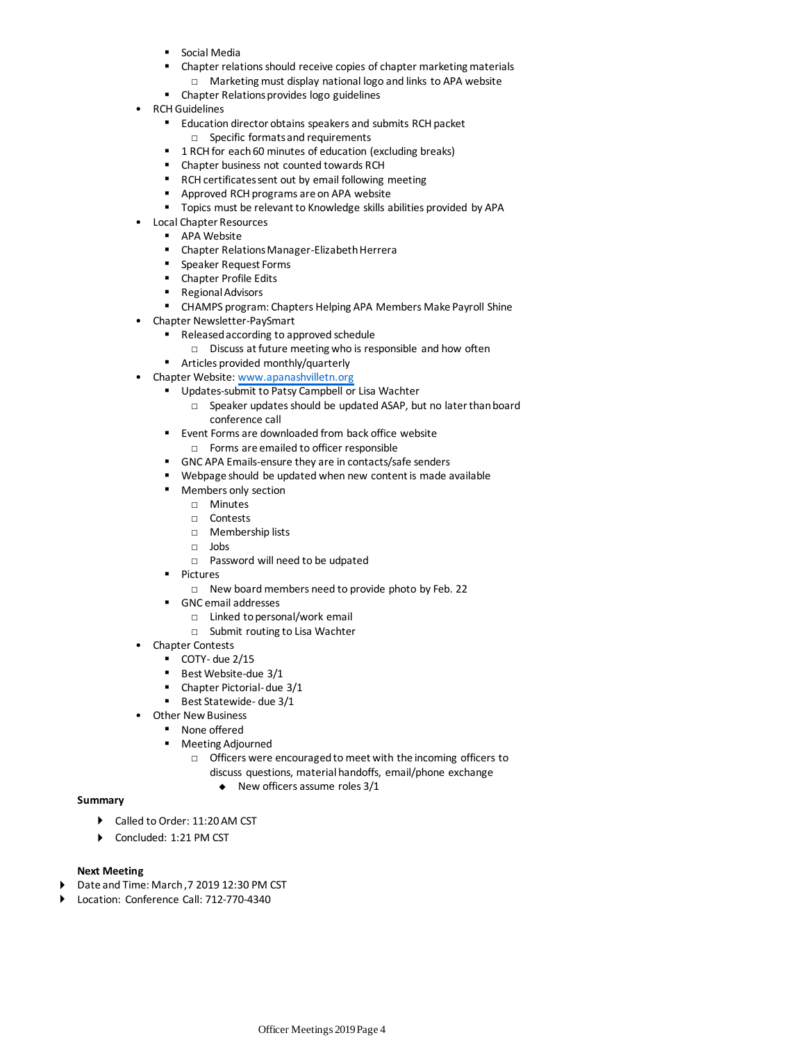- Social Media
  - Chapter relations should receive copies of chapter marketing materials
    - Marketing must display national logo and links to APA website
  - Chapter Relations provides logo guidelines
- RCH Guidelines
  - Education director obtains speakers and submits RCH packet
    - Specific formats and requirements
  - 1 RCH for each 60 minutes of education (excluding breaks)
  - Chapter business not counted towards RCH
  - RCH certificates sent out by email following meeting
  - Approved RCH programs are on APA website
  - Topics must be relevant to Knowledge skills abilities provided by APA
- Local Chapter Resources
  - APA Website
  - Chapter Relations Manager-Elizabeth Herrera
  - Speaker Request Forms
  - Chapter Profile Edits
  - Regional Advisors
  - CHAMPS program: Chapters Helping APA Members Make Payroll Shine
- Chapter Newsletter-PaySmart
  - Released according to approved schedule
    - Discuss at future meeting who is responsible and how often
  - Articles provided monthly/quarterly
- Chapter Website: [www.apanashvilletn.org](http://www.apanashvilletn.org)
  - Updates-submit to Patsy Campbell or Lisa Wachter
    - Speaker updates should be updated ASAP, but no later than board conference call
  - Event Forms are downloaded from back office website
    - Forms are emailed to officer responsible
  - GNC APA Emails-ensure they are in contacts/safe senders
  - Webpage should be updated when new content is made available
  - Members only section
    - Minutes
    - Contests
    - Membership lists
    - Jobs
    - Password will need to be udpated
  - Pictures
    - New board members need to provide photo by Feb. 22
  - GNC email addresses
    - Linked to personal/work email
    - Submit routing to Lisa Wachter
- Chapter Contests
  - COTY- due 2/15
  - Best Website-due 3/1
  - Chapter Pictorial- due 3/1
  - Best Statewide- due 3/1
- Other New Business
  - None offered
  - Meeting Adjourned
    - Officers were encouraged to meet with the incoming officers to discuss questions, material handoffs, email/phone exchange
      - New officers assume roles 3/1

**Summary**

- Called to Order: 11:20 AM CST
- Concluded: 1:21 PM CST

**Next Meeting**

- Date and Time: March ,7 2019 12:30 PM CST
- Location: Conference Call: 712-770-4340